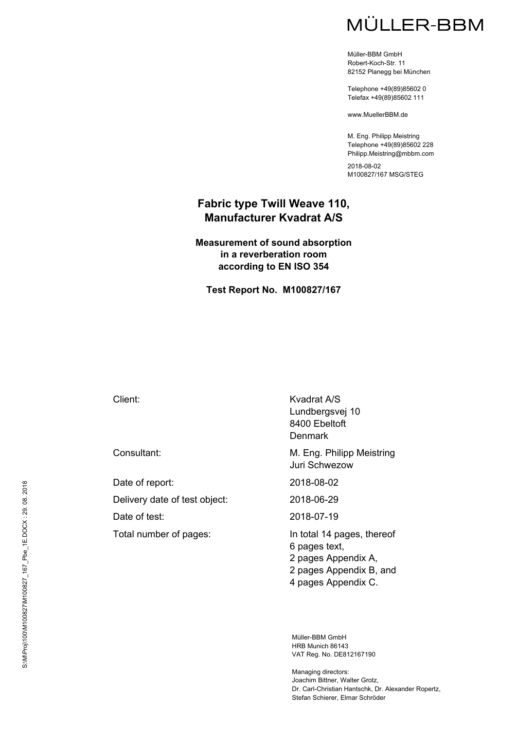MÜLLER-BBM

Müller-BBM GmbH
Robert-Koch-Str. 11
82152 Planegg bei München

Telephone +49(89)85602 0
Telefax +49(89)85602 111

www.MuellerBBM.de

M. Eng. Philipp Meistring
Telephone +49(89)85602 228
Philipp.Meistring@mbbm.com

2018-08-02
M100827/167 MSG/STEG

# Fabric type Twill Weave 110, Manufacturer Kvadrat A/S

## Measurement of sound absorption in a reverberation room according to EN ISO 354

**Test Report No. M100827/167**

| | |
|---|---|
| Client: | Kvadrat A/S<br>Lundbergsvej 10<br>8400 Ebeltoft<br>Denmark |
| Consultant: | M. Eng. Philipp Meistring<br>Juri Schwezow |
| Date of report: | 2018-08-02 |
| Delivery date of test object: | 2018-06-29 |
| Date of test: | 2018-07-19 |
| Total number of pages: | In total 14 pages, thereof<br>6 pages text,<br>2 pages Appendix A,<br>2 pages Appendix B, and<br>4 pages Appendix C. |

S:\M\Proj\100\M100827\M100827_167_Pbe_1E.DOCX : 29. 08. 2018

Müller-BBM GmbH
HRB Munich 86143
VAT Reg. No. DE812167190

Managing directors:
Joachim Bittner, Walter Grotz,
Dr. Carl-Christian Hantschk, Dr. Alexander Ropertz,
Stefan Schierer, Elmar Schröder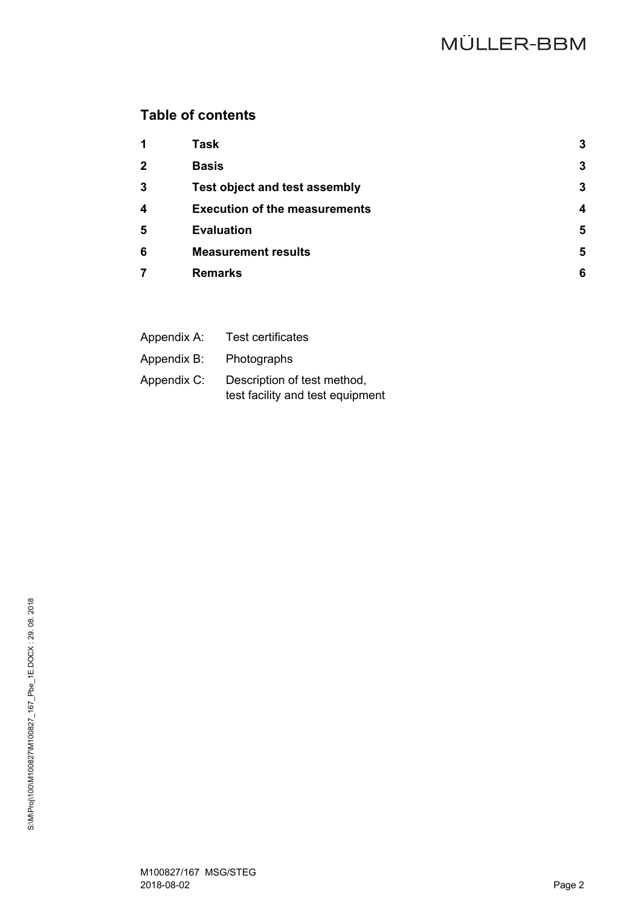## Table of contents

| | | |
|---|---|---|
| **1** | **Task** | **3** |
| **2** | **Basis** | **3** |
| **3** | **Test object and test assembly** | **3** |
| **4** | **Execution of the measurements** | **4** |
| **5** | **Evaluation** | **5** |
| **6** | **Measurement results** | **5** |
| **7** | **Remarks** | **6** |

Appendix A: Test certificates

Appendix B: Photographs

Appendix C: Description of test method, test facility and test equipment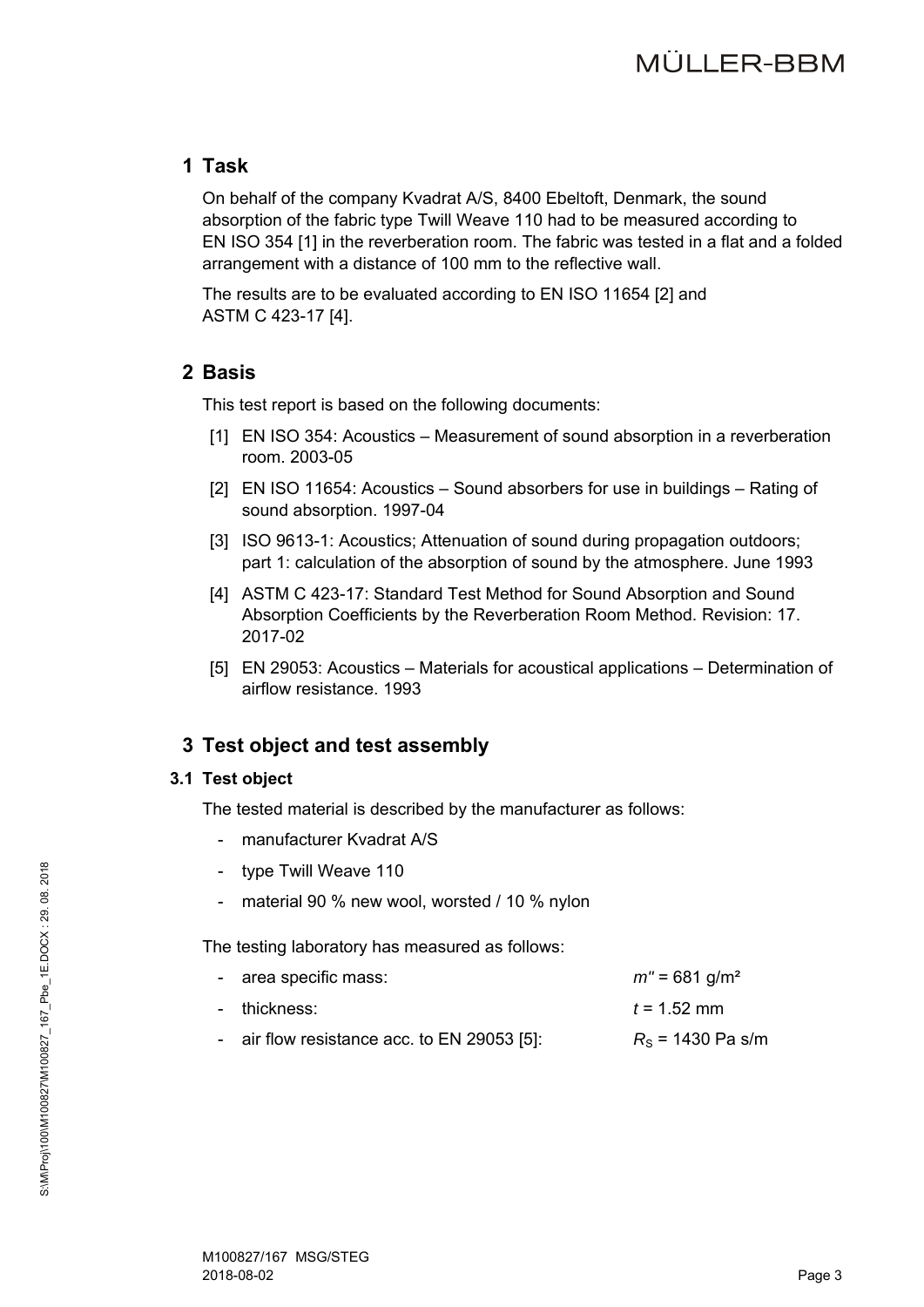# 1 Task

On behalf of the company Kvadrat A/S, 8400 Ebeltoft, Denmark, the sound absorption of the fabric type Twill Weave 110 had to be measured according to EN ISO 354 [1] in the reverberation room. The fabric was tested in a flat and a folded arrangement with a distance of 100 mm to the reflective wall.

The results are to be evaluated according to EN ISO 11654 [2] and ASTM C 423-17 [4].

# 2 Basis

This test report is based on the following documents:

[1] EN ISO 354: Acoustics – Measurement of sound absorption in a reverberation room. 2003-05

[2] EN ISO 11654: Acoustics – Sound absorbers for use in buildings – Rating of sound absorption. 1997-04

[3] ISO 9613-1: Acoustics; Attenuation of sound during propagation outdoors; part 1: calculation of the absorption of sound by the atmosphere. June 1993

[4] ASTM C 423-17: Standard Test Method for Sound Absorption and Sound Absorption Coefficients by the Reverberation Room Method. Revision: 17. 2017-02

[5] EN 29053: Acoustics – Materials for acoustical applications – Determination of airflow resistance. 1993

# 3 Test object and test assembly

## 3.1 Test object

The tested material is described by the manufacturer as follows:

- manufacturer Kvadrat A/S
- type Twill Weave 110
- material 90 % new wool, worsted / 10 % nylon

The testing laboratory has measured as follows:

- area specific mass: $m'' = 681$ g/m²
- thickness: $t = 1.52$ mm
- air flow resistance acc. to EN 29053 [5]: $R_S = 1430$ Pa s/m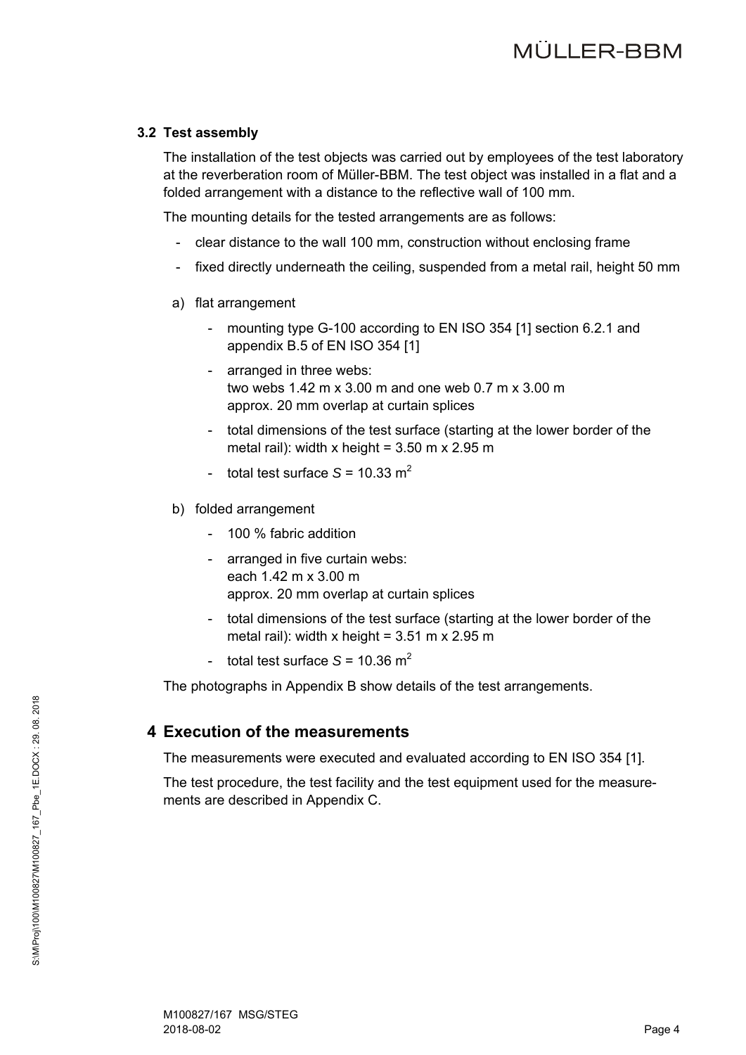### 3.2 Test assembly

The installation of the test objects was carried out by employees of the test laboratory at the reverberation room of Müller-BBM. The test object was installed in a flat and a folded arrangement with a distance to the reflective wall of 100 mm.

The mounting details for the tested arrangements are as follows:

- clear distance to the wall 100 mm, construction without enclosing frame
- fixed directly underneath the ceiling, suspended from a metal rail, height 50 mm

a) flat arrangement

   - mounting type G-100 according to EN ISO 354 [1] section 6.2.1 and appendix B.5 of EN ISO 354 [1]
   - arranged in three webs:
     two webs 1.42 m x 3.00 m and one web 0.7 m x 3.00 m
     approx. 20 mm overlap at curtain splices
   - total dimensions of the test surface (starting at the lower border of the metal rail): width x height = 3.50 m x 2.95 m
   - total test surface $S$ = 10.33 m$^2$

b) folded arrangement

   - 100 % fabric addition
   - arranged in five curtain webs:
     each 1.42 m x 3.00 m
     approx. 20 mm overlap at curtain splices
   - total dimensions of the test surface (starting at the lower border of the metal rail): width x height = 3.51 m x 2.95 m
   - total test surface $S$ = 10.36 m$^2$

The photographs in Appendix B show details of the test arrangements.

## 4 Execution of the measurements

The measurements were executed and evaluated according to EN ISO 354 [1].

The test procedure, the test facility and the test equipment used for the measurements are described in Appendix C.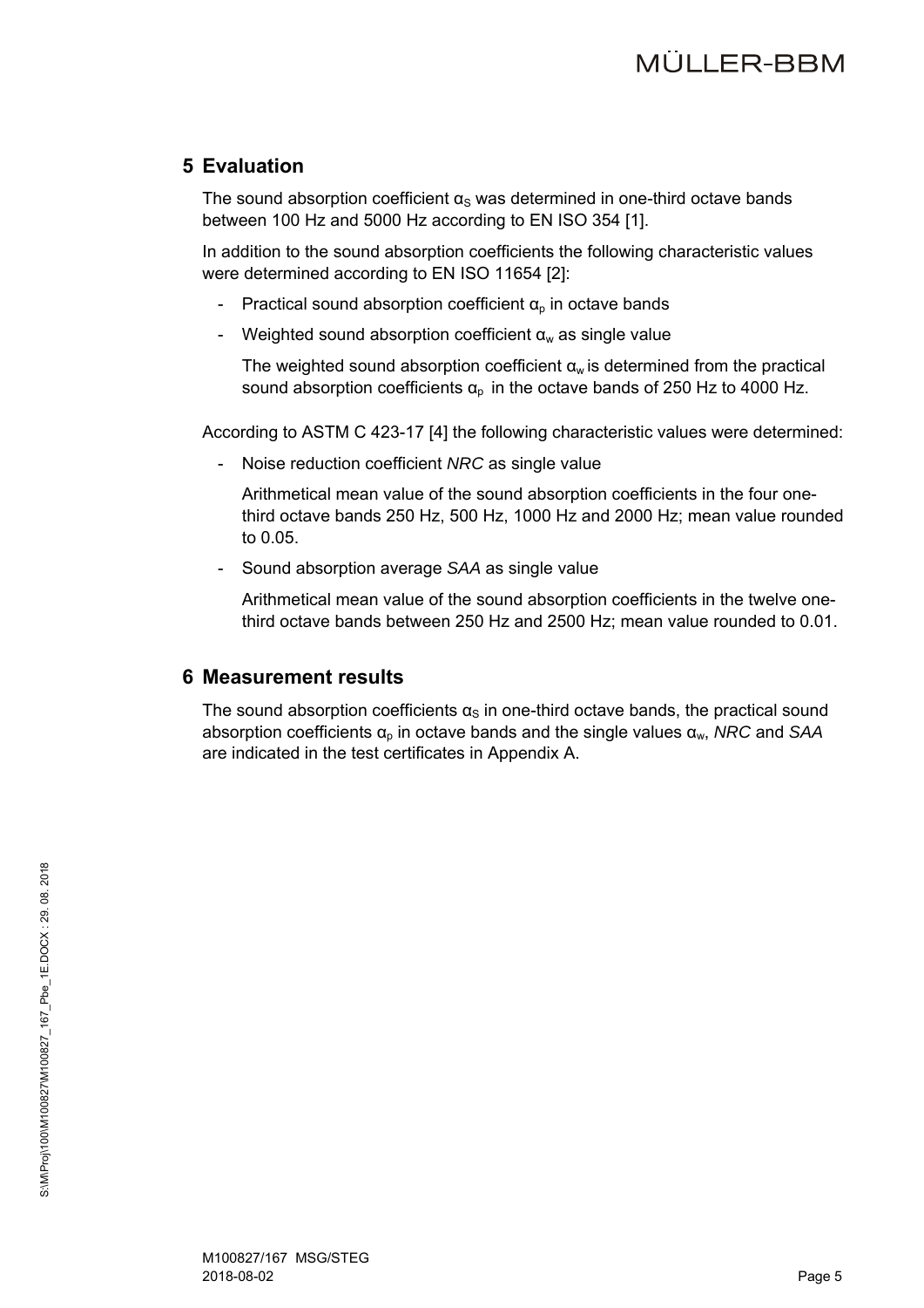## 5 Evaluation

The sound absorption coefficient $\alpha_S$ was determined in one-third octave bands between 100 Hz and 5000 Hz according to EN ISO 354 [1].

In addition to the sound absorption coefficients the following characteristic values were determined according to EN ISO 11654 [2]:

- Practical sound absorption coefficient $\alpha_p$ in octave bands
- Weighted sound absorption coefficient $\alpha_w$ as single value

  The weighted sound absorption coefficient $\alpha_w$ is determined from the practical sound absorption coefficients $\alpha_p$ in the octave bands of 250 Hz to 4000 Hz.

According to ASTM C 423-17 [4] the following characteristic values were determined:

- Noise reduction coefficient *NRC* as single value

  Arithmetical mean value of the sound absorption coefficients in the four one-third octave bands 250 Hz, 500 Hz, 1000 Hz and 2000 Hz; mean value rounded to 0.05.

- Sound absorption average *SAA* as single value

  Arithmetical mean value of the sound absorption coefficients in the twelve one-third octave bands between 250 Hz and 2500 Hz; mean value rounded to 0.01.

## 6 Measurement results

The sound absorption coefficients $\alpha_S$ in one-third octave bands, the practical sound absorption coefficients $\alpha_p$ in octave bands and the single values $\alpha_w$, *NRC* and *SAA* are indicated in the test certificates in Appendix A.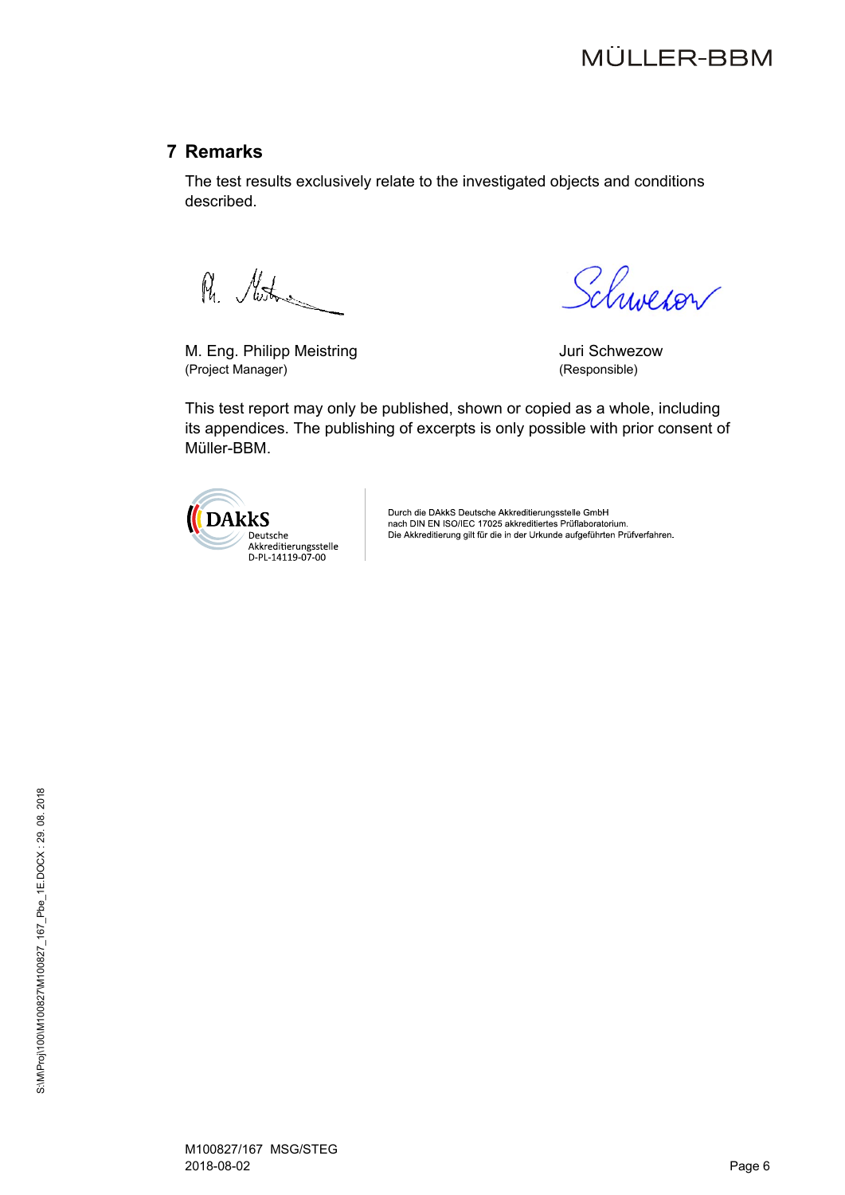## 7 Remarks

The test results exclusively relate to the investigated objects and conditions described.

| | |
|---|---|
| M. Eng. Philipp Meistring | Juri Schwezow |
| (Project Manager) | (Responsible) |

This test report may only be published, shown or copied as a whole, including its appendices. The publishing of excerpts is only possible with prior consent of Müller-BBM.

DAkkS Deutsche Akkreditierungsstelle D-PL-14119-07-00

Durch die DAkkS Deutsche Akkreditierungsstelle GmbH nach DIN EN ISO/IEC 17025 akkreditiertes Prüflaboratorium. Die Akkreditierung gilt für die in der Urkunde aufgeführten Prüfverfahren.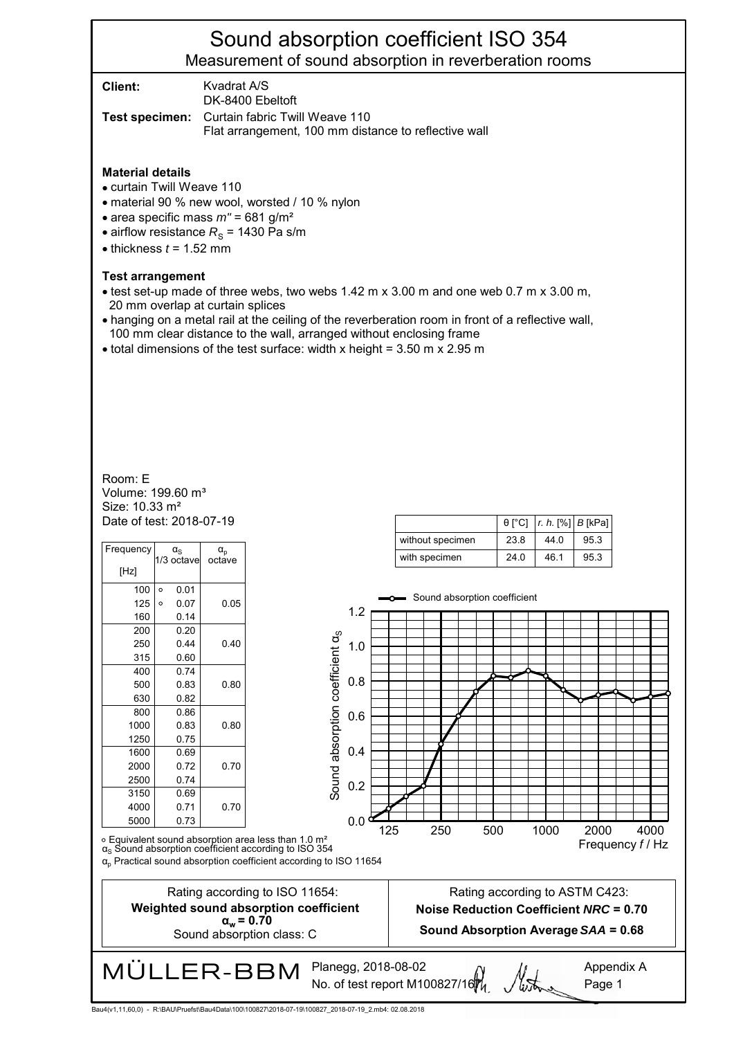# Sound absorption coefficient ISO 354

## Measurement of sound absorption in reverberation rooms

**Client:** Kvadrat A/S
DK-8400 Ebeltoft

**Test specimen:** Curtain fabric Twill Weave 110
Flat arrangement, 100 mm distance to reflective wall

### Material details

- curtain Twill Weave 110
- material 90 % new wool, worsted / 10 % nylon
- area specific mass $m''$ = 681 g/m²
- airflow resistance $R_S$ = 1430 Pa s/m
- thickness $t$ = 1.52 mm

### Test arrangement

- test set-up made of three webs, two webs 1.42 m x 3.00 m and one web 0.7 m x 3.00 m, 20 mm overlap at curtain splices
- hanging on a metal rail at the ceiling of the reverberation room in front of a reflective wall, 100 mm clear distance to the wall, arranged without enclosing frame
- total dimensions of the test surface: width x height = 3.50 m x 2.95 m

Room: E
Volume: 199.60 m³
Size: 10.33 m²
Date of test: 2018-07-19

| | θ [°C] | *r. h.* [%] | *B* [kPa] |
|---|---|---|---|
| without specimen | 23.8 | 44.0 | 95.3 |
| with specimen | 24.0 | 46.1 | 95.3 |

| Frequency [Hz] | $\alpha_S$ 1/3 octave | $\alpha_p$ octave |
|---|---|---|
| 100 | ∘ 0.01 | |
| 125 | ∘ 0.07 | 0.05 |
| 160 | 0.14 | |
| 200 | 0.20 | |
| 250 | 0.44 | 0.40 |
| 315 | 0.60 | |
| 400 | 0.74 | |
| 500 | 0.83 | 0.80 |
| 630 | 0.82 | |
| 800 | 0.86 | |
| 1000 | 0.83 | 0.80 |
| 1250 | 0.75 | |
| 1600 | 0.69 | |
| 2000 | 0.72 | 0.70 |
| 2500 | 0.74 | |
| 3150 | 0.69 | |
| 4000 | 0.71 | 0.70 |
| 5000 | 0.73 | |

∘ Equivalent sound absorption area less than 1.0 m²
$\alpha_S$ Sound absorption coefficient according to ISO 354
$\alpha_p$ Practical sound absorption coefficient according to ISO 11654

| Rating according to ISO 11654: | Rating according to ASTM C423: |
|---|---|
| **Weighted sound absorption coefficient $\alpha_w$ = 0.70** | **Noise Reduction Coefficient *NRC* = 0.70** |
| Sound absorption class: C | **Sound Absorption Average *SAA* = 0.68** |

MÜLLER-BBM
Planegg, 2018-08-02
No. of test report M100827/16
Appendix A
Page 1

Bau4(v1,11,60,0) - R:\BAU\Pruefst\Bau4Data\100\100827\2018-07-19\100827_2018-07-19_2.mb4: 02.08.2018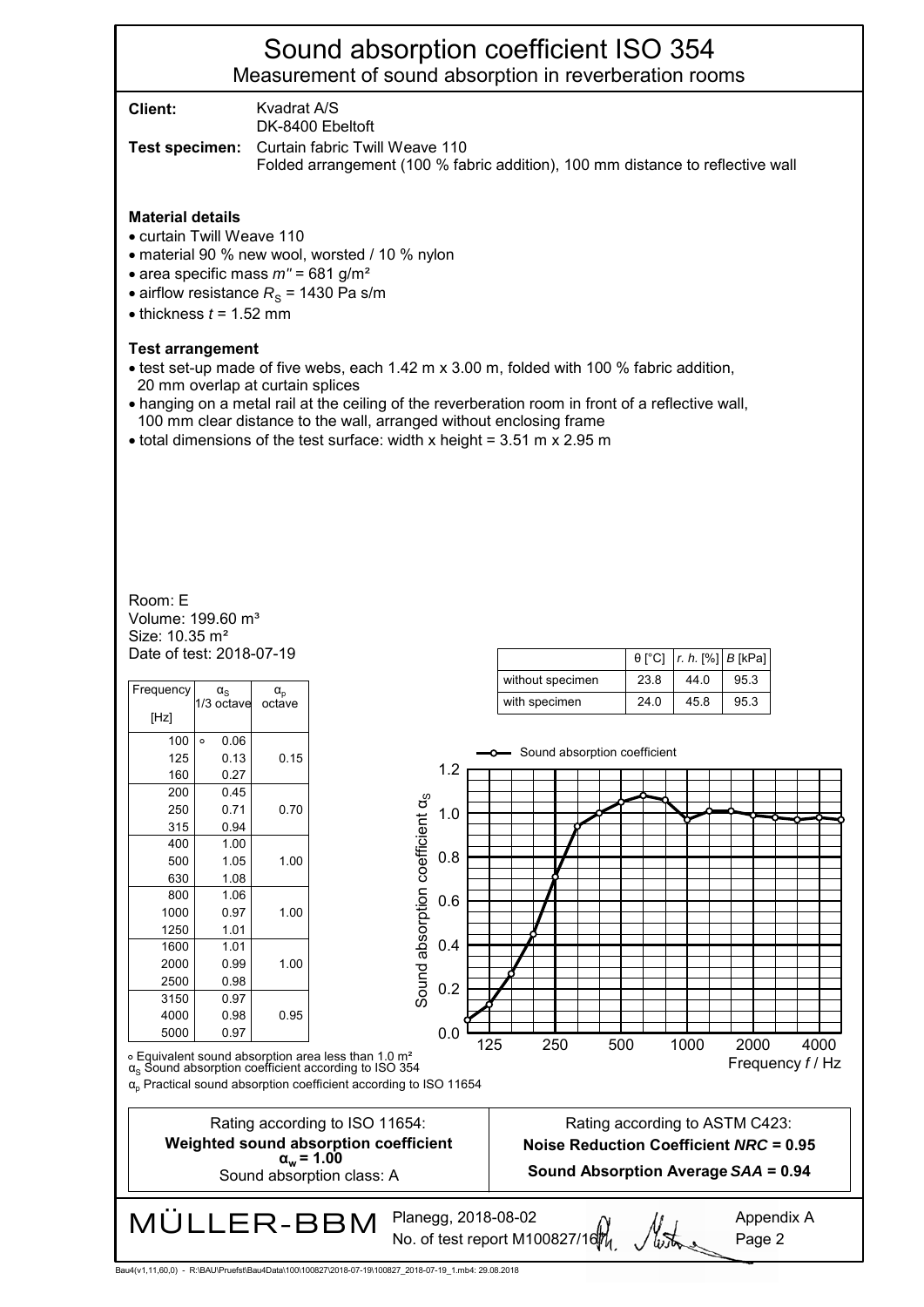# Sound absorption coefficient ISO 354

## Measurement of sound absorption in reverberation rooms

**Client:** Kvadrat A/S
DK-8400 Ebeltoft

**Test specimen:** Curtain fabric Twill Weave 110
Folded arrangement (100 % fabric addition), 100 mm distance to reflective wall

### Material details

- curtain Twill Weave 110
- material 90 % new wool, worsted / 10 % nylon
- area specific mass $m''$ = 681 g/m²
- airflow resistance $R_S$ = 1430 Pa s/m
- thickness $t$ = 1.52 mm

### Test arrangement

- test set-up made of five webs, each 1.42 m x 3.00 m, folded with 100 % fabric addition, 20 mm overlap at curtain splices
- hanging on a metal rail at the ceiling of the reverberation room in front of a reflective wall, 100 mm clear distance to the wall, arranged without enclosing frame
- total dimensions of the test surface: width x height = 3.51 m x 2.95 m

Room: E
Volume: 199.60 m³
Size: 10.35 m²
Date of test: 2018-07-19

| | θ [°C] | *r. h.* [%] | *B* [kPa] |
|---|---|---|---|
| without specimen | 23.8 | 44.0 | 95.3 |
| with specimen | 24.0 | 45.8 | 95.3 |

| Frequency [Hz] | $\alpha_S$ 1/3 octave | $\alpha_p$ octave |
|---|---|---|
| 100 | ∘ 0.06 | |
| 125 | 0.13 | 0.15 |
| 160 | 0.27 | |
| 200 | 0.45 | |
| 250 | 0.71 | 0.70 |
| 315 | 0.94 | |
| 400 | 1.00 | |
| 500 | 1.05 | 1.00 |
| 630 | 1.08 | |
| 800 | 1.06 | |
| 1000 | 0.97 | 1.00 |
| 1250 | 1.01 | |
| 1600 | 1.01 | |
| 2000 | 0.99 | 1.00 |
| 2500 | 0.98 | |
| 3150 | 0.97 | |
| 4000 | 0.98 | 0.95 |
| 5000 | 0.97 | |

[Chart: Sound absorption coefficient $\alpha_S$ vs. Frequency $f$ / Hz (125–4000), y-axis 0.0–1.2]

∘ Equivalent sound absorption area less than 1.0 m²
$\alpha_S$ Sound absorption coefficient according to ISO 354
$\alpha_p$ Practical sound absorption coefficient according to ISO 11654

| Rating according to ISO 11654: | Rating according to ASTM C423: |
|---|---|
| **Weighted sound absorption coefficient $\alpha_w$ = 1.00** | **Noise Reduction Coefficient *NRC* = 0.95** |
| Sound absorption class: A | **Sound Absorption Average *SAA* = 0.94** |

MÜLLER-BBM Planegg, 2018-08-02
No. of test report M100827/16

Appendix A
Page 2

Bau4(v1,11,60,0) - R:\BAU\Pruefst\Bau4Data\100\100827\2018-07-19\100827_2018-07-19_1.mb4: 29.08.2018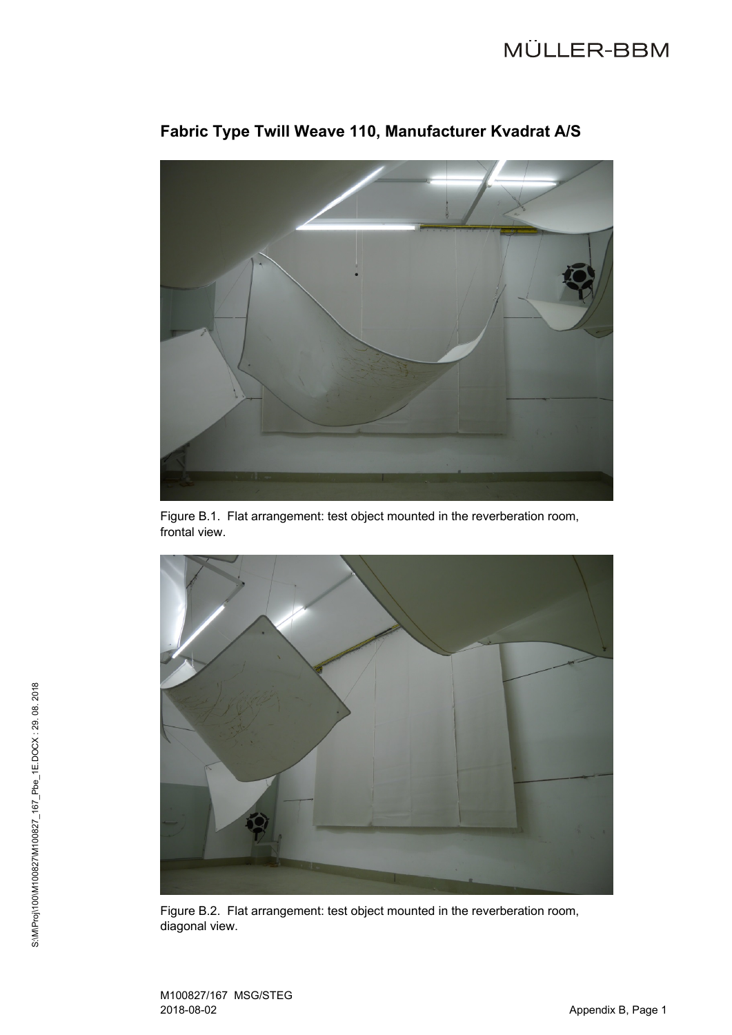## Fabric Type Twill Weave 110, Manufacturer Kvadrat A/S

Figure B.1. Flat arrangement: test object mounted in the reverberation room, frontal view.

Figure B.2. Flat arrangement: test object mounted in the reverberation room, diagonal view.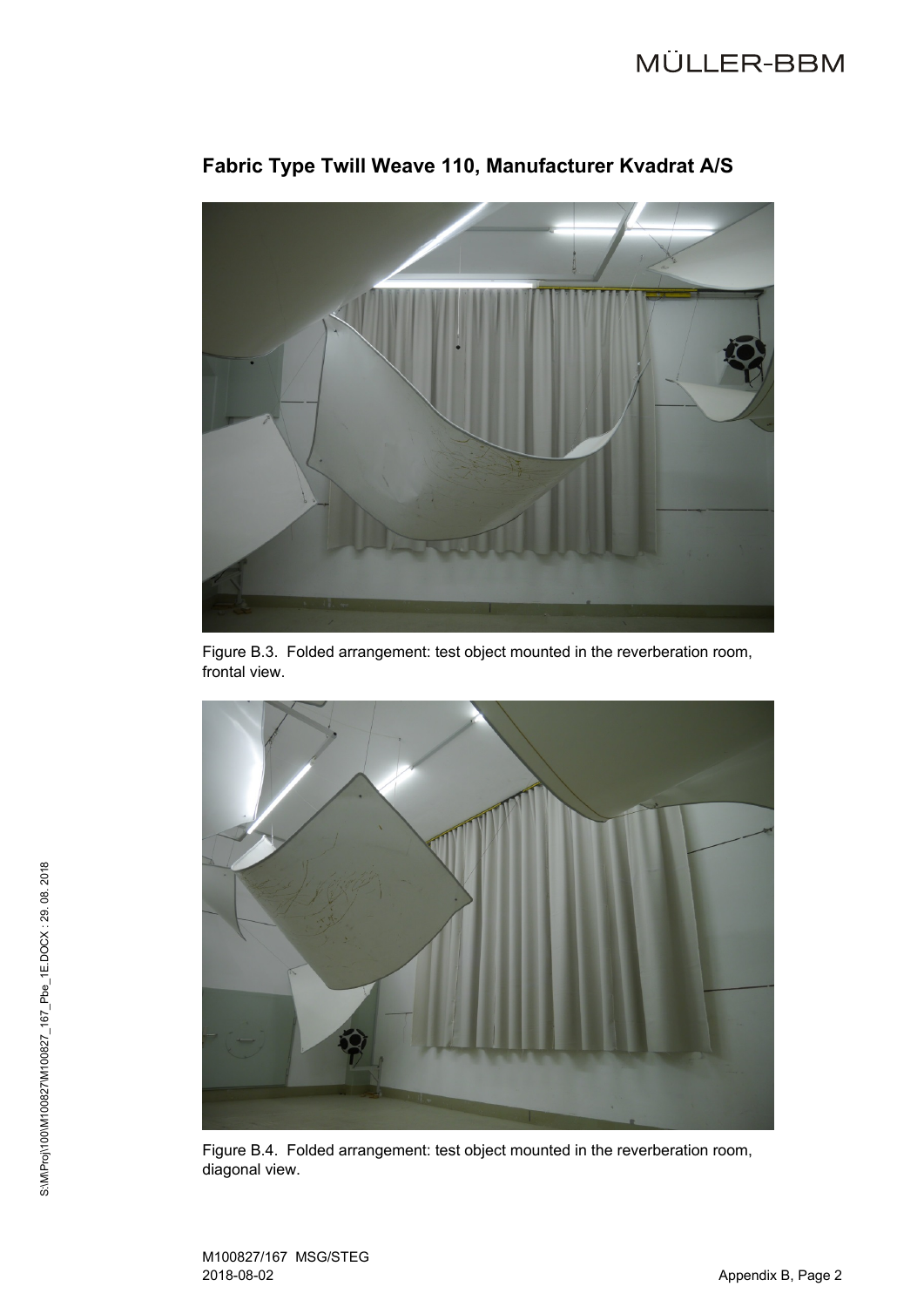## Fabric Type Twill Weave 110, Manufacturer Kvadrat A/S

Figure B.3. Folded arrangement: test object mounted in the reverberation room, frontal view.

Figure B.4. Folded arrangement: test object mounted in the reverberation room, diagonal view.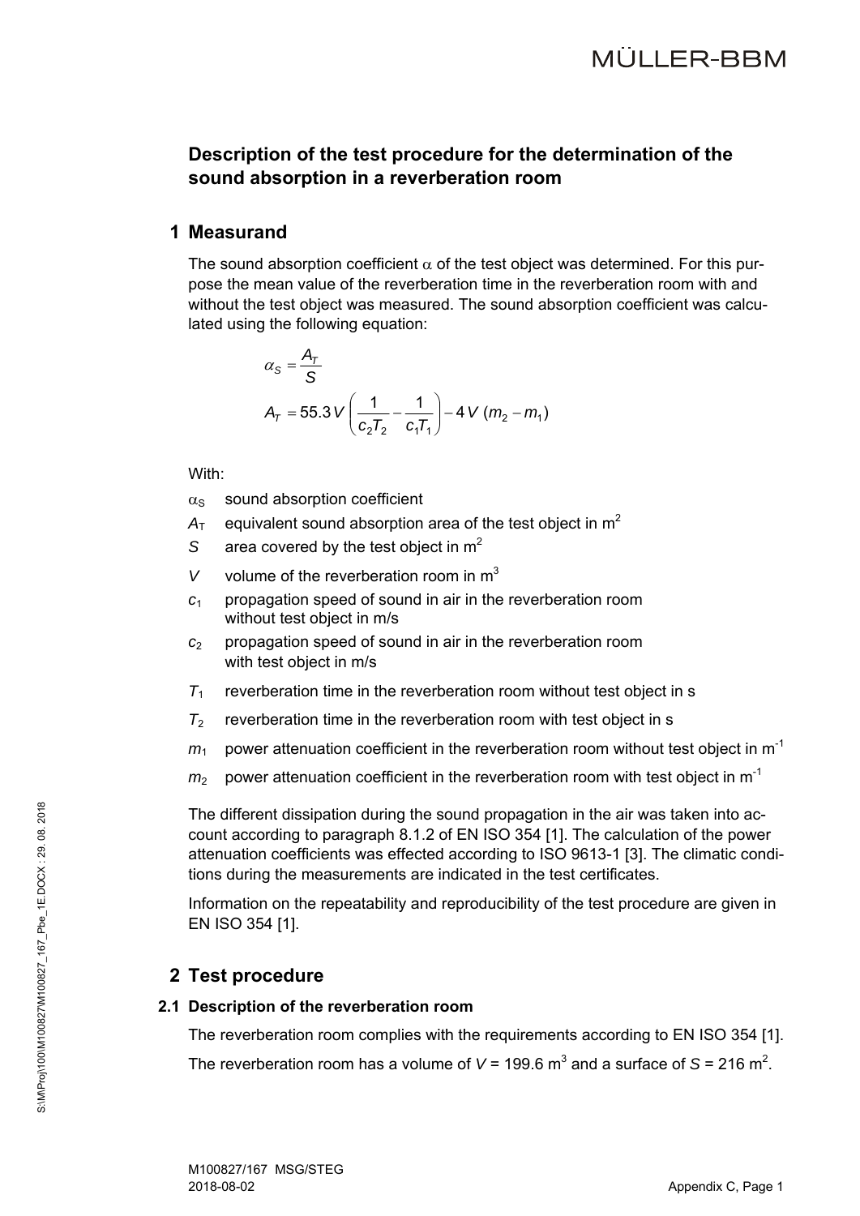## Description of the test procedure for the determination of the sound absorption in a reverberation room

## 1 Measurand

The sound absorption coefficient $\alpha$ of the test object was determined. For this purpose the mean value of the reverberation time in the reverberation room with and without the test object was measured. The sound absorption coefficient was calculated using the following equation:

$$\alpha_S = \frac{A_T}{S}$$

$$A_T = 55.3\,V \left( \frac{1}{c_2 T_2} - \frac{1}{c_1 T_1} \right) - 4\,V\,(m_2 - m_1)$$

With:

- $\alpha_S$ sound absorption coefficient
- $A_T$ equivalent sound absorption area of the test object in $m^2$
- $S$ area covered by the test object in $m^2$
- $V$ volume of the reverberation room in $m^3$
- $c_1$ propagation speed of sound in air in the reverberation room without test object in m/s
- $c_2$ propagation speed of sound in air in the reverberation room with test object in m/s
- $T_1$ reverberation time in the reverberation room without test object in s
- $T_2$ reverberation time in the reverberation room with test object in s
- $m_1$ power attenuation coefficient in the reverberation room without test object in $m^{-1}$
- $m_2$ power attenuation coefficient in the reverberation room with test object in $m^{-1}$

The different dissipation during the sound propagation in the air was taken into account according to paragraph 8.1.2 of EN ISO 354 [1]. The calculation of the power attenuation coefficients was effected according to ISO 9613-1 [3]. The climatic conditions during the measurements are indicated in the test certificates.

Information on the repeatability and reproducibility of the test procedure are given in EN ISO 354 [1].

## 2 Test procedure

### 2.1 Description of the reverberation room

The reverberation room complies with the requirements according to EN ISO 354 [1].

The reverberation room has a volume of $V$ = 199.6 $m^3$ and a surface of $S$ = 216 $m^2$.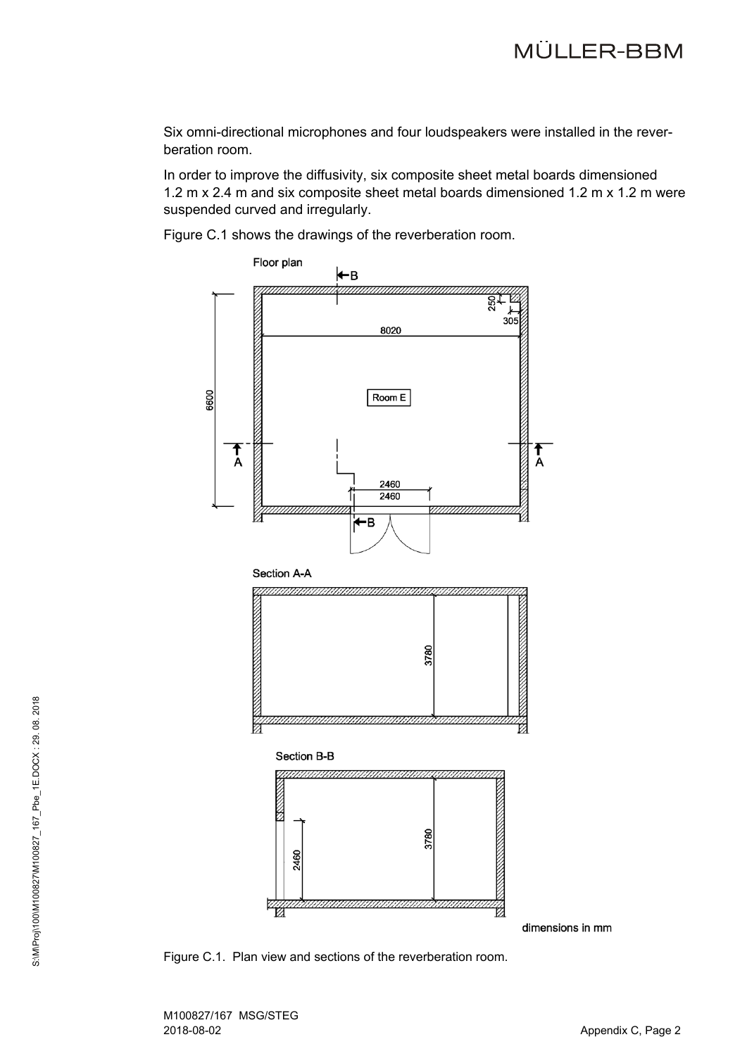Six omni-directional microphones and four loudspeakers were installed in the reverberation room.

In order to improve the diffusivity, six composite sheet metal boards dimensioned 1.2 m x 2.4 m and six composite sheet metal boards dimensioned 1.2 m x 1.2 m were suspended curved and irregularly.

Figure C.1 shows the drawings of the reverberation room.

Figure C.1. Plan view and sections of the reverberation room.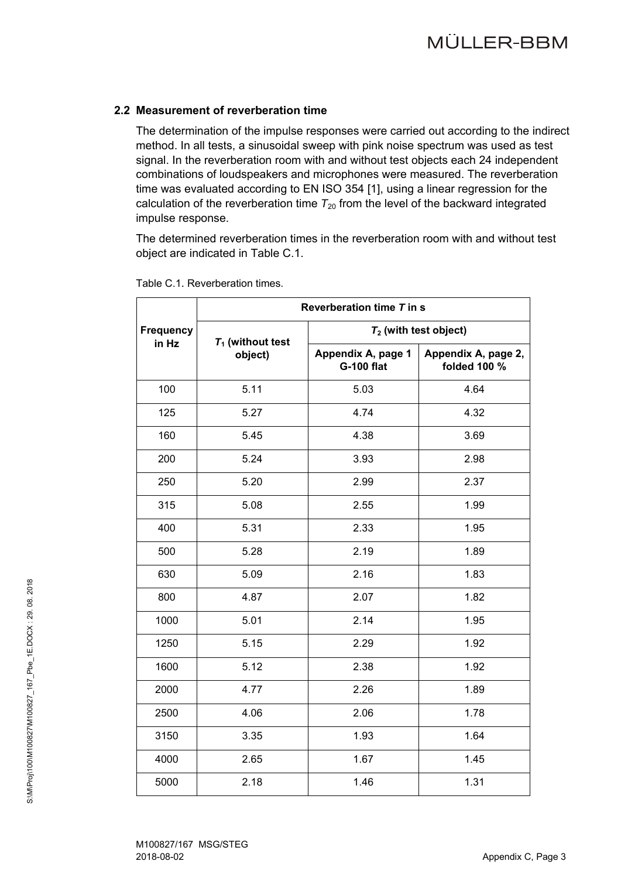## 2.2 Measurement of reverberation time

The determination of the impulse responses were carried out according to the indirect method. In all tests, a sinusoidal sweep with pink noise spectrum was used as test signal. In the reverberation room with and without test objects each 24 independent combinations of loudspeakers and microphones were measured. The reverberation time was evaluated according to EN ISO 354 [1], using a linear regression for the calculation of the reverberation time $T_{20}$ from the level of the backward integrated impulse response.

The determined reverberation times in the reverberation room with and without test object are indicated in Table C.1.

Table C.1. Reverberation times.

| Frequency in Hz | Reverberation time $T$ in s | | |
|---|---|---|---|
| | $T_1$ (without test object) | $T_2$ (with test object) | |
| | | Appendix A, page 1 G-100 flat | Appendix A, page 2, folded 100 % |
| 100 | 5.11 | 5.03 | 4.64 |
| 125 | 5.27 | 4.74 | 4.32 |
| 160 | 5.45 | 4.38 | 3.69 |
| 200 | 5.24 | 3.93 | 2.98 |
| 250 | 5.20 | 2.99 | 2.37 |
| 315 | 5.08 | 2.55 | 1.99 |
| 400 | 5.31 | 2.33 | 1.95 |
| 500 | 5.28 | 2.19 | 1.89 |
| 630 | 5.09 | 2.16 | 1.83 |
| 800 | 4.87 | 2.07 | 1.82 |
| 1000 | 5.01 | 2.14 | 1.95 |
| 1250 | 5.15 | 2.29 | 1.92 |
| 1600 | 5.12 | 2.38 | 1.92 |
| 2000 | 4.77 | 2.26 | 1.89 |
| 2500 | 4.06 | 2.06 | 1.78 |
| 3150 | 3.35 | 1.93 | 1.64 |
| 4000 | 2.65 | 1.67 | 1.45 |
| 5000 | 2.18 | 1.46 | 1.31 |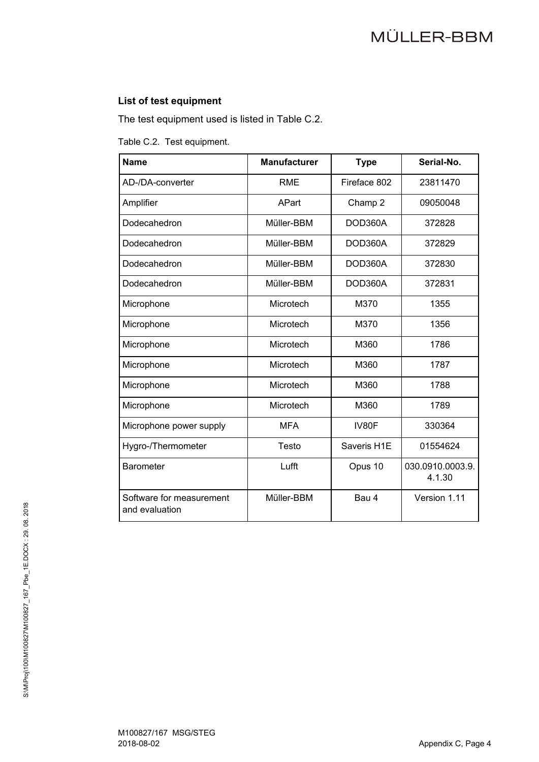**List of test equipment**

The test equipment used is listed in Table C.2.

Table C.2. Test equipment.

| Name | Manufacturer | Type | Serial-No. |
|---|---|---|---|
| AD-/DA-converter | RME | Fireface 802 | 23811470 |
| Amplifier | APart | Champ 2 | 09050048 |
| Dodecahedron | Müller-BBM | DOD360A | 372828 |
| Dodecahedron | Müller-BBM | DOD360A | 372829 |
| Dodecahedron | Müller-BBM | DOD360A | 372830 |
| Dodecahedron | Müller-BBM | DOD360A | 372831 |
| Microphone | Microtech | M370 | 1355 |
| Microphone | Microtech | M370 | 1356 |
| Microphone | Microtech | M360 | 1786 |
| Microphone | Microtech | M360 | 1787 |
| Microphone | Microtech | M360 | 1788 |
| Microphone | Microtech | M360 | 1789 |
| Microphone power supply | MFA | IV80F | 330364 |
| Hygro-/Thermometer | Testo | Saveris H1E | 01554624 |
| Barometer | Lufft | Opus 10 | 030.0910.0003.9.4.1.30 |
| Software for measurement and evaluation | Müller-BBM | Bau 4 | Version 1.11 |